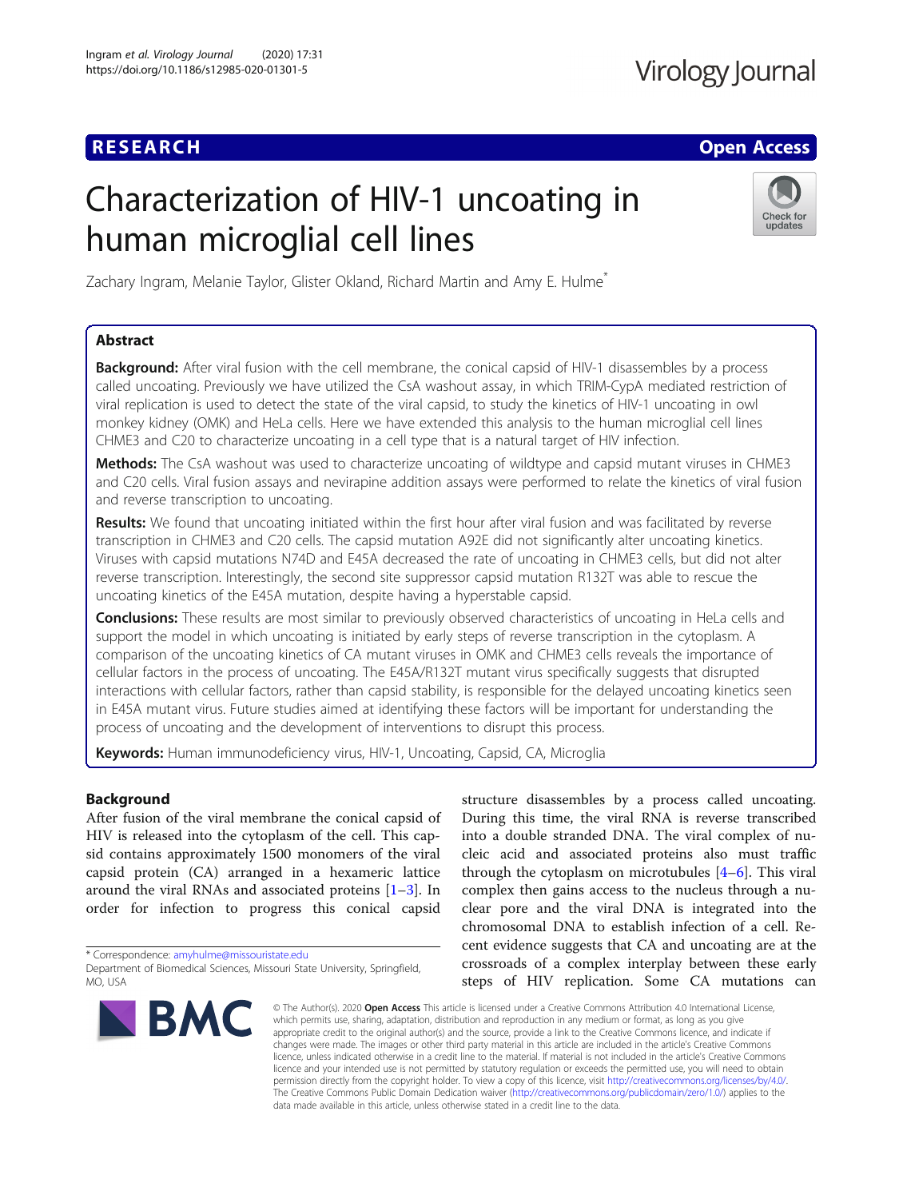**RESEARCH** **Open Access**

# Characterization of HIV-1 uncoating in human microglial cell lines

Zachary Ingram, Melanie Taylor, Glister Okland, Richard Martin and Amy E. Hulme*

## Abstract

**Background:** After viral fusion with the cell membrane, the conical capsid of HIV-1 disassembles by a process called uncoating. Previously we have utilized the CsA washout assay, in which TRIM-CypA mediated restriction of viral replication is used to detect the state of the viral capsid, to study the kinetics of HIV-1 uncoating in owl monkey kidney (OMK) and HeLa cells. Here we have extended this analysis to the human microglial cell lines CHME3 and C20 to characterize uncoating in a cell type that is a natural target of HIV infection.

**Methods:** The CsA washout was used to characterize uncoating of wildtype and capsid mutant viruses in CHME3 and C20 cells. Viral fusion assays and nevirapine addition assays were performed to relate the kinetics of viral fusion and reverse transcription to uncoating.

**Results:** We found that uncoating initiated within the first hour after viral fusion and was facilitated by reverse transcription in CHME3 and C20 cells. The capsid mutation A92E did not significantly alter uncoating kinetics. Viruses with capsid mutations N74D and E45A decreased the rate of uncoating in CHME3 cells, but did not alter reverse transcription. Interestingly, the second site suppressor capsid mutation R132T was able to rescue the uncoating kinetics of the E45A mutation, despite having a hyperstable capsid.

**Conclusions:** These results are most similar to previously observed characteristics of uncoating in HeLa cells and support the model in which uncoating is initiated by early steps of reverse transcription in the cytoplasm. A comparison of the uncoating kinetics of CA mutant viruses in OMK and CHME3 cells reveals the importance of cellular factors in the process of uncoating. The E45A/R132T mutant virus specifically suggests that disrupted interactions with cellular factors, rather than capsid stability, is responsible for the delayed uncoating kinetics seen in E45A mutant virus. Future studies aimed at identifying these factors will be important for understanding the process of uncoating and the development of interventions to disrupt this process.

**Keywords:** Human immunodeficiency virus, HIV-1, Uncoating, Capsid, CA, Microglia

## Background

After fusion of the viral membrane the conical capsid of HIV is released into the cytoplasm of the cell. This capsid contains approximately 1500 monomers of the viral capsid protein (CA) arranged in a hexameric lattice around the viral RNAs and associated proteins [1–3]. In order for infection to progress this conical capsid structure disassembles by a process called uncoating. During this time, the viral RNA is reverse transcribed into a double stranded DNA. The viral complex of nucleic acid and associated proteins also must traffic through the cytoplasm on microtubules [4–6]. This viral complex then gains access to the nucleus through a nuclear pore and the viral DNA is integrated into the chromosomal DNA to establish infection of a cell. Recent evidence suggests that CA and uncoating are at the crossroads of a complex interplay between these early steps of HIV replication. Some CA mutations can

\* Correspondence: amyhulme@missouristate.edu
Department of Biomedical Sciences, Missouri State University, Springfield, MO, USA

© The Author(s). 2020 **Open Access** This article is licensed under a Creative Commons Attribution 4.0 International License, which permits use, sharing, adaptation, distribution and reproduction in any medium or format, as long as you give appropriate credit to the original author(s) and the source, provide a link to the Creative Commons licence, and indicate if changes were made. The images or other third party material in this article are included in the article's Creative Commons licence, unless indicated otherwise in a credit line to the material. If material is not included in the article's Creative Commons licence and your intended use is not permitted by statutory regulation or exceeds the permitted use, you will need to obtain permission directly from the copyright holder. To view a copy of this licence, visit http://creativecommons.org/licenses/by/4.0/. The Creative Commons Public Domain Dedication waiver (http://creativecommons.org/publicdomain/zero/1.0/) applies to the data made available in this article, unless otherwise stated in a credit line to the data.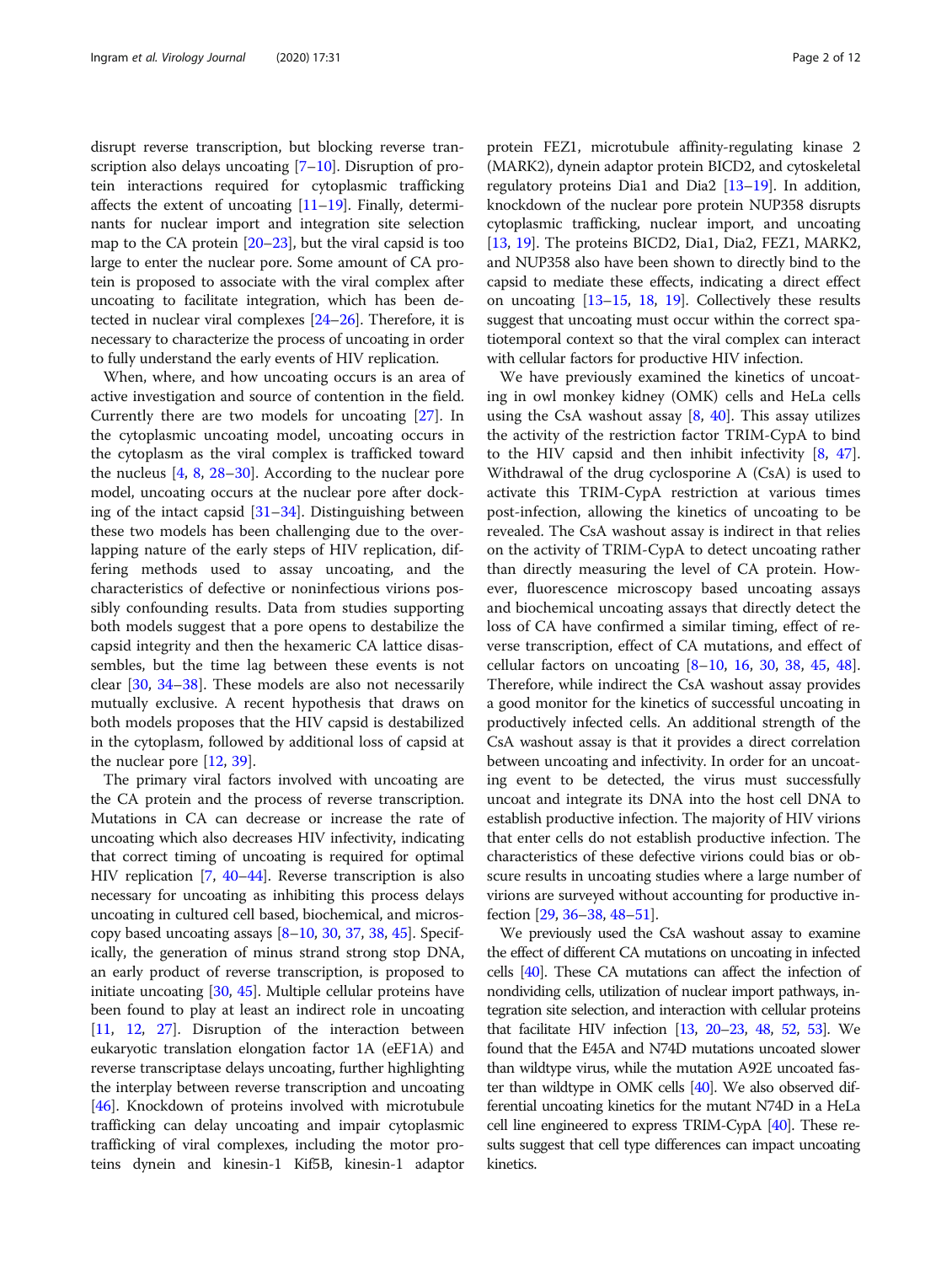disrupt reverse transcription, but blocking reverse transcription also delays uncoating [7–10]. Disruption of protein interactions required for cytoplasmic trafficking affects the extent of uncoating [11–19]. Finally, determinants for nuclear import and integration site selection map to the CA protein [20–23], but the viral capsid is too large to enter the nuclear pore. Some amount of CA protein is proposed to associate with the viral complex after uncoating to facilitate integration, which has been detected in nuclear viral complexes [24–26]. Therefore, it is necessary to characterize the process of uncoating in order to fully understand the early events of HIV replication.

When, where, and how uncoating occurs is an area of active investigation and source of contention in the field. Currently there are two models for uncoating [27]. In the cytoplasmic uncoating model, uncoating occurs in the cytoplasm as the viral complex is trafficked toward the nucleus [4, 8, 28–30]. According to the nuclear pore model, uncoating occurs at the nuclear pore after docking of the intact capsid [31–34]. Distinguishing between these two models has been challenging due to the overlapping nature of the early steps of HIV replication, differing methods used to assay uncoating, and the characteristics of defective or noninfectious virions possibly confounding results. Data from studies supporting both models suggest that a pore opens to destabilize the capsid integrity and then the hexameric CA lattice disassembles, but the time lag between these events is not clear [30, 34–38]. These models are also not necessarily mutually exclusive. A recent hypothesis that draws on both models proposes that the HIV capsid is destabilized in the cytoplasm, followed by additional loss of capsid at the nuclear pore [12, 39].

The primary viral factors involved with uncoating are the CA protein and the process of reverse transcription. Mutations in CA can decrease or increase the rate of uncoating which also decreases HIV infectivity, indicating that correct timing of uncoating is required for optimal HIV replication [7, 40–44]. Reverse transcription is also necessary for uncoating as inhibiting this process delays uncoating in cultured cell based, biochemical, and microscopy based uncoating assays [8–10, 30, 37, 38, 45]. Specifically, the generation of minus strand strong stop DNA, an early product of reverse transcription, is proposed to initiate uncoating [30, 45]. Multiple cellular proteins have been found to play at least an indirect role in uncoating [11, 12, 27]. Disruption of the interaction between eukaryotic translation elongation factor 1A (eEF1A) and reverse transcriptase delays uncoating, further highlighting the interplay between reverse transcription and uncoating [46]. Knockdown of proteins involved with microtubule trafficking can delay uncoating and impair cytoplasmic trafficking of viral complexes, including the motor proteins dynein and kinesin-1 Kif5B, kinesin-1 adaptor protein FEZ1, microtubule affinity-regulating kinase 2 (MARK2), dynein adaptor protein BICD2, and cytoskeletal regulatory proteins Dia1 and Dia2 [13–19]. In addition, knockdown of the nuclear pore protein NUP358 disrupts cytoplasmic trafficking, nuclear import, and uncoating [13, 19]. The proteins BICD2, Dia1, Dia2, FEZ1, MARK2, and NUP358 also have been shown to directly bind to the capsid to mediate these effects, indicating a direct effect on uncoating [13–15, 18, 19]. Collectively these results suggest that uncoating must occur within the correct spatiotemporal context so that the viral complex can interact with cellular factors for productive HIV infection.

We have previously examined the kinetics of uncoating in owl monkey kidney (OMK) cells and HeLa cells using the CsA washout assay [8, 40]. This assay utilizes the activity of the restriction factor TRIM-CypA to bind to the HIV capsid and then inhibit infectivity [8, 47]. Withdrawal of the drug cyclosporine A (CsA) is used to activate this TRIM-CypA restriction at various times post-infection, allowing the kinetics of uncoating to be revealed. The CsA washout assay is indirect in that relies on the activity of TRIM-CypA to detect uncoating rather than directly measuring the level of CA protein. However, fluorescence microscopy based uncoating assays and biochemical uncoating assays that directly detect the loss of CA have confirmed a similar timing, effect of reverse transcription, effect of CA mutations, and effect of cellular factors on uncoating [8–10, 16, 30, 38, 45, 48]. Therefore, while indirect the CsA washout assay provides a good monitor for the kinetics of successful uncoating in productively infected cells. An additional strength of the CsA washout assay is that it provides a direct correlation between uncoating and infectivity. In order for an uncoating event to be detected, the virus must successfully uncoat and integrate its DNA into the host cell DNA to establish productive infection. The majority of HIV virions that enter cells do not establish productive infection. The characteristics of these defective virions could bias or obscure results in uncoating studies where a large number of virions are surveyed without accounting for productive infection [29, 36–38, 48–51].

We previously used the CsA washout assay to examine the effect of different CA mutations on uncoating in infected cells [40]. These CA mutations can affect the infection of nondividing cells, utilization of nuclear import pathways, integration site selection, and interaction with cellular proteins that facilitate HIV infection [13, 20–23, 48, 52, 53]. We found that the E45A and N74D mutations uncoated slower than wildtype virus, while the mutation A92E uncoated faster than wildtype in OMK cells [40]. We also observed differential uncoating kinetics for the mutant N74D in a HeLa cell line engineered to express TRIM-CypA [40]. These results suggest that cell type differences can impact uncoating kinetics.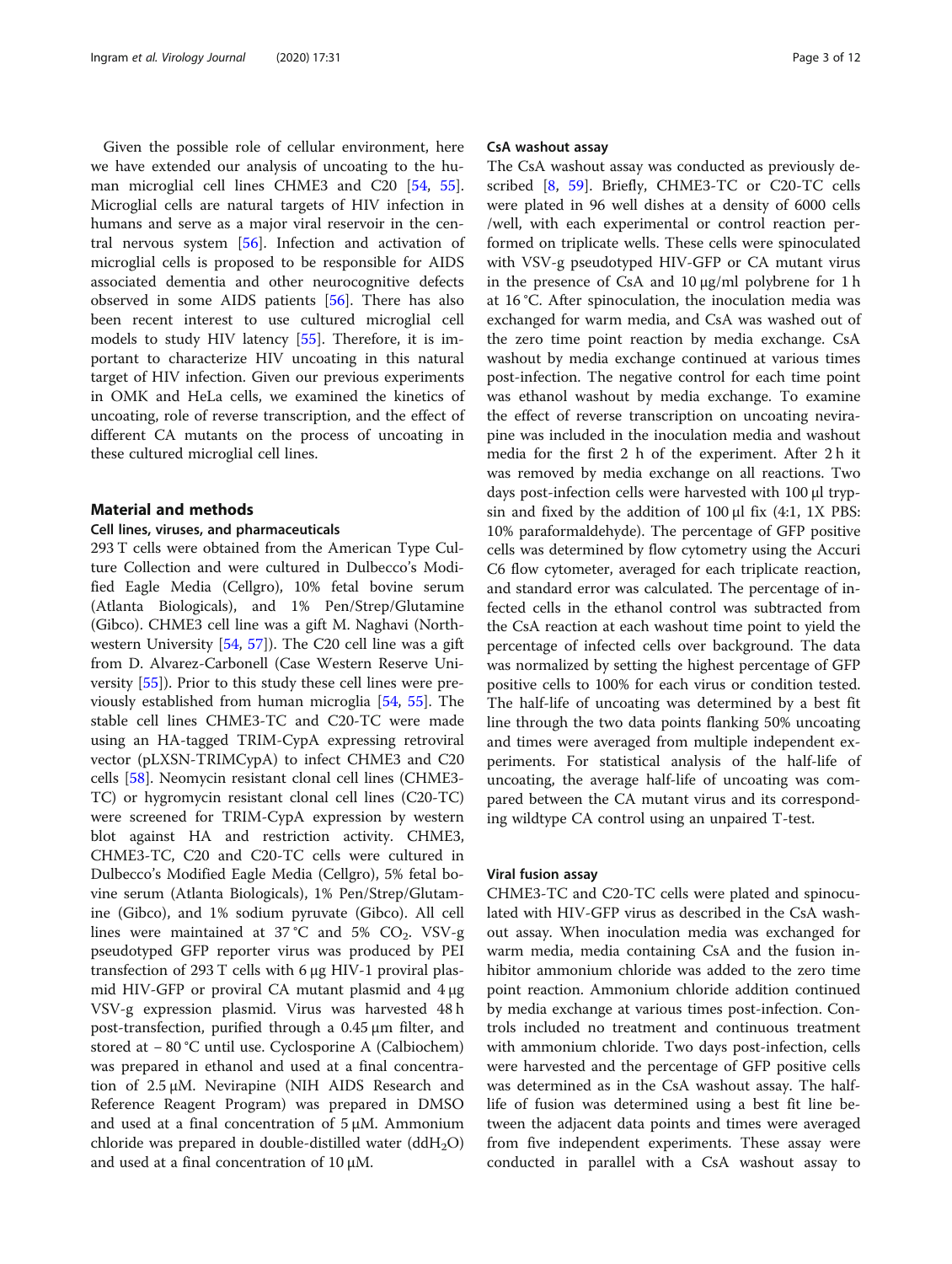Given the possible role of cellular environment, here we have extended our analysis of uncoating to the human microglial cell lines CHME3 and C20 [54, 55]. Microglial cells are natural targets of HIV infection in humans and serve as a major viral reservoir in the central nervous system [56]. Infection and activation of microglial cells is proposed to be responsible for AIDS associated dementia and other neurocognitive defects observed in some AIDS patients [56]. There has also been recent interest to use cultured microglial cell models to study HIV latency [55]. Therefore, it is important to characterize HIV uncoating in this natural target of HIV infection. Given our previous experiments in OMK and HeLa cells, we examined the kinetics of uncoating, role of reverse transcription, and the effect of different CA mutants on the process of uncoating in these cultured microglial cell lines.

## Material and methods

### Cell lines, viruses, and pharmaceuticals

293 T cells were obtained from the American Type Culture Collection and were cultured in Dulbecco's Modified Eagle Media (Cellgro), 10% fetal bovine serum (Atlanta Biologicals), and 1% Pen/Strep/Glutamine (Gibco). CHME3 cell line was a gift M. Naghavi (Northwestern University [54, 57]). The C20 cell line was a gift from D. Alvarez-Carbonell (Case Western Reserve University [55]). Prior to this study these cell lines were previously established from human microglia [54, 55]. The stable cell lines CHME3-TC and C20-TC were made using an HA-tagged TRIM-CypA expressing retroviral vector (pLXSN-TRIMCypA) to infect CHME3 and C20 cells [58]. Neomycin resistant clonal cell lines (CHME3-TC) or hygromycin resistant clonal cell lines (C20-TC) were screened for TRIM-CypA expression by western blot against HA and restriction activity. CHME3, CHME3-TC, C20 and C20-TC cells were cultured in Dulbecco's Modified Eagle Media (Cellgro), 5% fetal bovine serum (Atlanta Biologicals), 1% Pen/Strep/Glutamine (Gibco), and 1% sodium pyruvate (Gibco). All cell lines were maintained at 37 °C and 5% $CO_2$. VSV-g pseudotyped GFP reporter virus was produced by PEI transfection of 293 T cells with 6 μg HIV-1 proviral plasmid HIV-GFP or proviral CA mutant plasmid and 4 μg VSV-g expression plasmid. Virus was harvested 48 h post-transfection, purified through a 0.45 μm filter, and stored at − 80 °C until use. Cyclosporine A (Calbiochem) was prepared in ethanol and used at a final concentration of 2.5 μM. Nevirapine (NIH AIDS Research and Reference Reagent Program) was prepared in DMSO and used at a final concentration of 5 μM. Ammonium chloride was prepared in double-distilled water ($ddH_2O$) and used at a final concentration of 10 μM.

### CsA washout assay

The CsA washout assay was conducted as previously described [8, 59]. Briefly, CHME3-TC or C20-TC cells were plated in 96 well dishes at a density of 6000 cells /well, with each experimental or control reaction performed on triplicate wells. These cells were spinoculated with VSV-g pseudotyped HIV-GFP or CA mutant virus in the presence of CsA and 10 μg/ml polybrene for 1 h at 16 °C. After spinoculation, the inoculation media was exchanged for warm media, and CsA was washed out of the zero time point reaction by media exchange. CsA washout by media exchange continued at various times post-infection. The negative control for each time point was ethanol washout by media exchange. To examine the effect of reverse transcription on uncoating nevirapine was included in the inoculation media and washout media for the first 2 h of the experiment. After 2 h it was removed by media exchange on all reactions. Two days post-infection cells were harvested with 100 μl trypsin and fixed by the addition of 100 μl fix (4:1, 1X PBS: 10% paraformaldehyde). The percentage of GFP positive cells was determined by flow cytometry using the Accuri C6 flow cytometer, averaged for each triplicate reaction, and standard error was calculated. The percentage of infected cells in the ethanol control was subtracted from the CsA reaction at each washout time point to yield the percentage of infected cells over background. The data was normalized by setting the highest percentage of GFP positive cells to 100% for each virus or condition tested. The half-life of uncoating was determined by a best fit line through the two data points flanking 50% uncoating and times were averaged from multiple independent experiments. For statistical analysis of the half-life of uncoating, the average half-life of uncoating was compared between the CA mutant virus and its corresponding wildtype CA control using an unpaired T-test.

### Viral fusion assay

CHME3-TC and C20-TC cells were plated and spinoculated with HIV-GFP virus as described in the CsA washout assay. When inoculation media was exchanged for warm media, media containing CsA and the fusion inhibitor ammonium chloride was added to the zero time point reaction. Ammonium chloride addition continued by media exchange at various times post-infection. Controls included no treatment and continuous treatment with ammonium chloride. Two days post-infection, cells were harvested and the percentage of GFP positive cells was determined as in the CsA washout assay. The half-life of fusion was determined using a best fit line between the adjacent data points and times were averaged from five independent experiments. These assay were conducted in parallel with a CsA washout assay to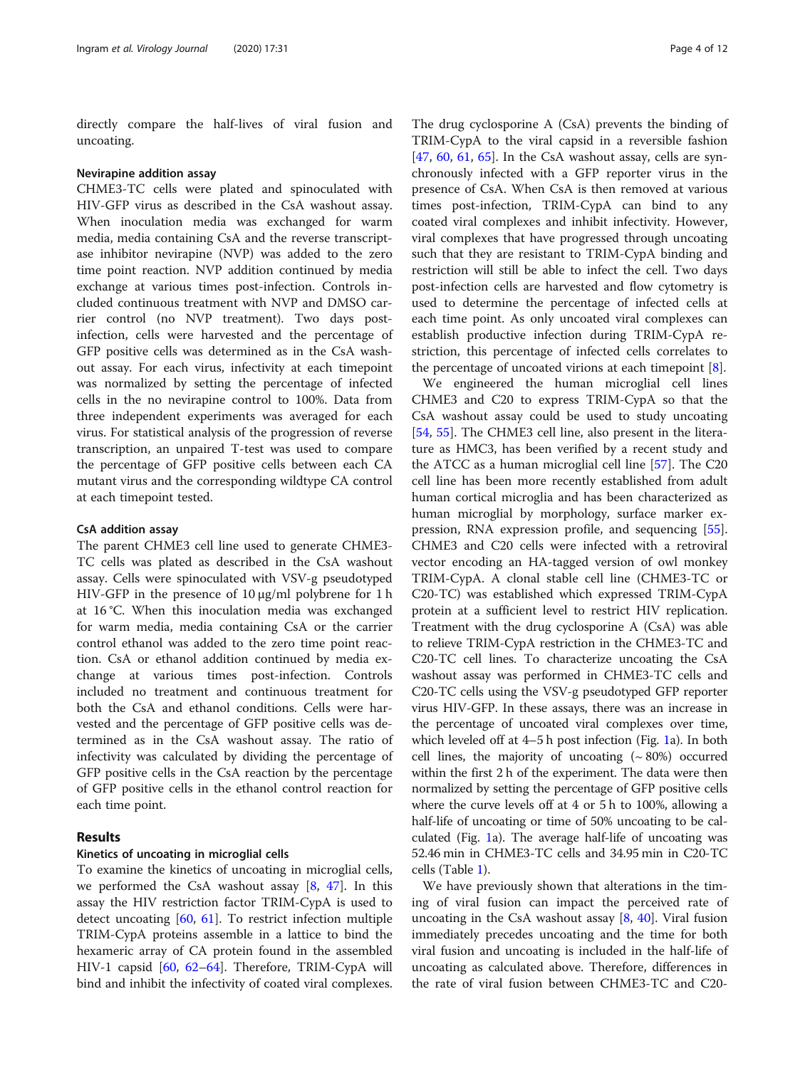directly compare the half-lives of viral fusion and uncoating.

#### Nevirapine addition assay

CHME3-TC cells were plated and spinoculated with HIV-GFP virus as described in the CsA washout assay. When inoculation media was exchanged for warm media, media containing CsA and the reverse transcriptase inhibitor nevirapine (NVP) was added to the zero time point reaction. NVP addition continued by media exchange at various times post-infection. Controls included continuous treatment with NVP and DMSO carrier control (no NVP treatment). Two days post-infection, cells were harvested and the percentage of GFP positive cells was determined as in the CsA washout assay. For each virus, infectivity at each timepoint was normalized by setting the percentage of infected cells in the no nevirapine control to 100%. Data from three independent experiments was averaged for each virus. For statistical analysis of the progression of reverse transcription, an unpaired T-test was used to compare the percentage of GFP positive cells between each CA mutant virus and the corresponding wildtype CA control at each timepoint tested.

#### CsA addition assay

The parent CHME3 cell line used to generate CHME3-TC cells was plated as described in the CsA washout assay. Cells were spinoculated with VSV-g pseudotyped HIV-GFP in the presence of 10 μg/ml polybrene for 1 h at 16 °C. When this inoculation media was exchanged for warm media, media containing CsA or the carrier control ethanol was added to the zero time point reaction. CsA or ethanol addition continued by media exchange at various times post-infection. Controls included no treatment and continuous treatment for both the CsA and ethanol conditions. Cells were harvested and the percentage of GFP positive cells was determined as in the CsA washout assay. The ratio of infectivity was calculated by dividing the percentage of GFP positive cells in the CsA reaction by the percentage of GFP positive cells in the ethanol control reaction for each time point.

## Results

#### Kinetics of uncoating in microglial cells

To examine the kinetics of uncoating in microglial cells, we performed the CsA washout assay [8, 47]. In this assay the HIV restriction factor TRIM-CypA is used to detect uncoating [60, 61]. To restrict infection multiple TRIM-CypA proteins assemble in a lattice to bind the hexameric array of CA protein found in the assembled HIV-1 capsid [60, 62–64]. Therefore, TRIM-CypA will bind and inhibit the infectivity of coated viral complexes. The drug cyclosporine A (CsA) prevents the binding of TRIM-CypA to the viral capsid in a reversible fashion [47, 60, 61, 65]. In the CsA washout assay, cells are synchronously infected with a GFP reporter virus in the presence of CsA. When CsA is then removed at various times post-infection, TRIM-CypA can bind to any coated viral complexes and inhibit infectivity. However, viral complexes that have progressed through uncoating such that they are resistant to TRIM-CypA binding and restriction will still be able to infect the cell. Two days post-infection cells are harvested and flow cytometry is used to determine the percentage of infected cells at each time point. As only uncoated viral complexes can establish productive infection during TRIM-CypA restriction, this percentage of infected cells correlates to the percentage of uncoated virions at each timepoint [8].

We engineered the human microglial cell lines CHME3 and C20 to express TRIM-CypA so that the CsA washout assay could be used to study uncoating [54, 55]. The CHME3 cell line, also present in the literature as HMC3, has been verified by a recent study and the ATCC as a human microglial cell line [57]. The C20 cell line has been more recently established from adult human cortical microglia and has been characterized as human microglial by morphology, surface marker expression, RNA expression profile, and sequencing [55]. CHME3 and C20 cells were infected with a retroviral vector encoding an HA-tagged version of owl monkey TRIM-CypA. A clonal stable cell line (CHME3-TC or C20-TC) was established which expressed TRIM-CypA protein at a sufficient level to restrict HIV replication. Treatment with the drug cyclosporine A (CsA) was able to relieve TRIM-CypA restriction in the CHME3-TC and C20-TC cell lines. To characterize uncoating the CsA washout assay was performed in CHME3-TC cells and C20-TC cells using the VSV-g pseudotyped GFP reporter virus HIV-GFP. In these assays, there was an increase in the percentage of uncoated viral complexes over time, which leveled off at 4–5 h post infection (Fig. 1a). In both cell lines, the majority of uncoating (~ 80%) occurred within the first 2 h of the experiment. The data were then normalized by setting the percentage of GFP positive cells where the curve levels off at 4 or 5 h to 100%, allowing a half-life of uncoating or time of 50% uncoating to be calculated (Fig. 1a). The average half-life of uncoating was 52.46 min in CHME3-TC cells and 34.95 min in C20-TC cells (Table 1).

We have previously shown that alterations in the timing of viral fusion can impact the perceived rate of uncoating in the CsA washout assay [8, 40]. Viral fusion immediately precedes uncoating and the time for both viral fusion and uncoating is included in the half-life of uncoating as calculated above. Therefore, differences in the rate of viral fusion between CHME3-TC and C20-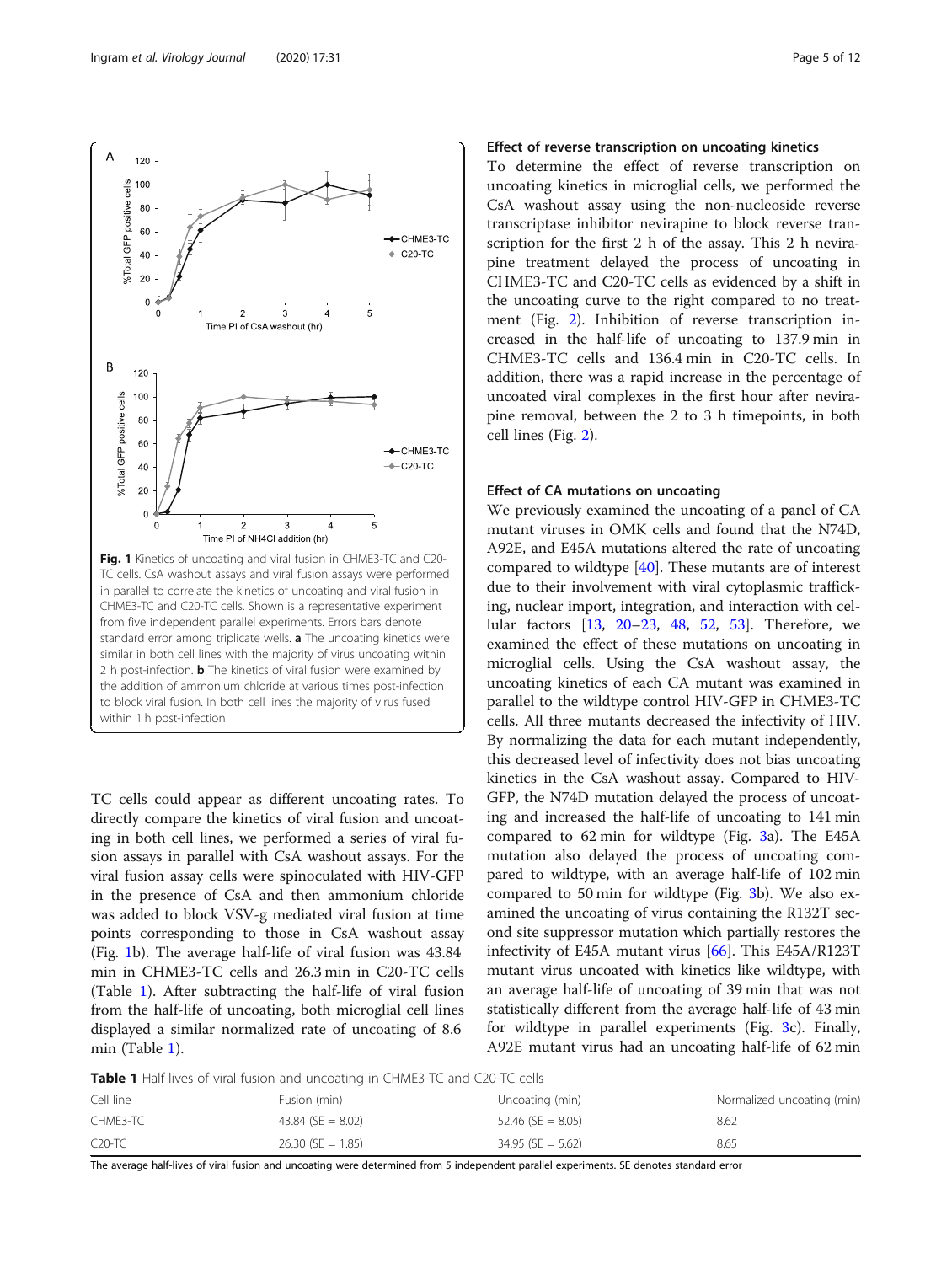Fig. 1 Kinetics of uncoating and viral fusion in CHME3-TC and C20-TC cells. CsA washout assays and viral fusion assays were performed in parallel to correlate the kinetics of uncoating and viral fusion in CHME3-TC and C20-TC cells. Shown is a representative experiment from five independent parallel experiments. Errors bars denote standard error among triplicate wells. **a** The uncoating kinetics were similar in both cell lines with the majority of virus uncoating within 2 h post-infection. **b** The kinetics of viral fusion were examined by the addition of ammonium chloride at various times post-infection to block viral fusion. In both cell lines the majority of virus fused within 1 h post-infection

TC cells could appear as different uncoating rates. To directly compare the kinetics of viral fusion and uncoating in both cell lines, we performed a series of viral fusion assays in parallel with CsA washout assays. For the viral fusion assay cells were spinoculated with HIV-GFP in the presence of CsA and then ammonium chloride was added to block VSV-g mediated viral fusion at time points corresponding to those in CsA washout assay (Fig. 1b). The average half-life of viral fusion was 43.84 min in CHME3-TC cells and 26.3 min in C20-TC cells (Table 1). After subtracting the half-life of viral fusion from the half-life of uncoating, both microglial cell lines displayed a similar normalized rate of uncoating of 8.6 min (Table 1).

### Effect of reverse transcription on uncoating kinetics

To determine the effect of reverse transcription on uncoating kinetics in microglial cells, we performed the CsA washout assay using the non-nucleoside reverse transcriptase inhibitor nevirapine to block reverse transcription for the first 2 h of the assay. This 2 h nevirapine treatment delayed the process of uncoating in CHME3-TC and C20-TC cells as evidenced by a shift in the uncoating curve to the right compared to no treatment (Fig. 2). Inhibition of reverse transcription increased in the half-life of uncoating to 137.9 min in CHME3-TC cells and 136.4 min in C20-TC cells. In addition, there was a rapid increase in the percentage of uncoated viral complexes in the first hour after nevirapine removal, between the 2 to 3 h timepoints, in both cell lines (Fig. 2).

### Effect of CA mutations on uncoating

We previously examined the uncoating of a panel of CA mutant viruses in OMK cells and found that the N74D, A92E, and E45A mutations altered the rate of uncoating compared to wildtype [40]. These mutants are of interest due to their involvement with viral cytoplasmic trafficking, nuclear import, integration, and interaction with cellular factors [13, 20–23, 48, 52, 53]. Therefore, we examined the effect of these mutations on uncoating in microglial cells. Using the CsA washout assay, the uncoating kinetics of each CA mutant was examined in parallel to the wildtype control HIV-GFP in CHME3-TC cells. All three mutants decreased the infectivity of HIV. By normalizing the data for each mutant independently, this decreased level of infectivity does not bias uncoating kinetics in the CsA washout assay. Compared to HIV-GFP, the N74D mutation delayed the process of uncoating and increased the half-life of uncoating to 141 min compared to 62 min for wildtype (Fig. 3a). The E45A mutation also delayed the process of uncoating compared to wildtype, with an average half-life of 102 min compared to 50 min for wildtype (Fig. 3b). We also examined the uncoating of virus containing the R132T second site suppressor mutation which partially restores the infectivity of E45A mutant virus [66]. This E45A/R123T mutant virus uncoated with kinetics like wildtype, with an average half-life of uncoating of 39 min that was not statistically different from the average half-life of 43 min for wildtype in parallel experiments (Fig. 3c). Finally, A92E mutant virus had an uncoating half-life of 62 min

**Table 1** Half-lives of viral fusion and uncoating in CHME3-TC and C20-TC cells

| Cell line | Fusion (min) | Uncoating (min) | Normalized uncoating (min) |
|---|---|---|---|
| CHME3-TC | 43.84 (SE = 8.02) | 52.46 (SE = 8.05) | 8.62 |
| C20-TC | 26.30 (SE = 1.85) | 34.95 (SE = 5.62) | 8.65 |

The average half-lives of viral fusion and uncoating were determined from 5 independent parallel experiments. SE denotes standard error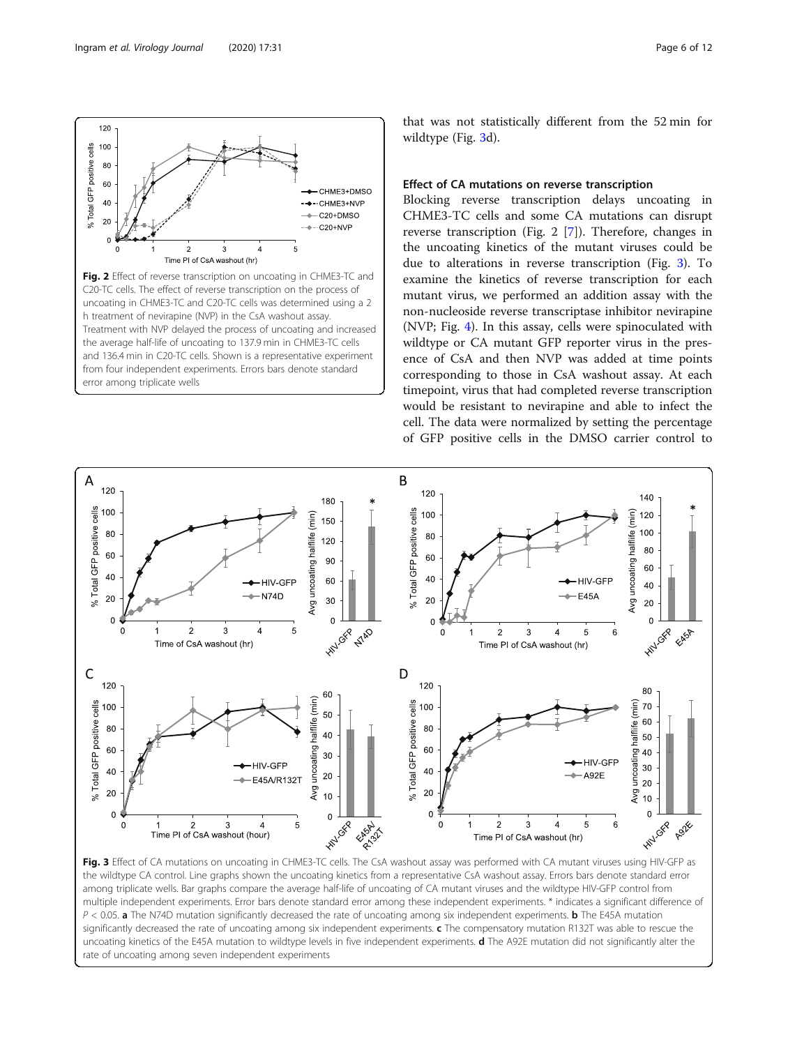**Fig. 2** Effect of reverse transcription on uncoating in CHME3-TC and C20-TC cells. The effect of reverse transcription on the process of uncoating in CHME3-TC and C20-TC cells was determined using a 2 h treatment of nevirapine (NVP) in the CsA washout assay. Treatment with NVP delayed the process of uncoating and increased the average half-life of uncoating to 137.9 min in CHME3-TC cells and 136.4 min in C20-TC cells. Shown is a representative experiment from four independent experiments. Errors bars denote standard error among triplicate wells

that was not statistically different from the 52 min for wildtype (Fig. 3d).

### Effect of CA mutations on reverse transcription

Blocking reverse transcription delays uncoating in CHME3-TC cells and some CA mutations can disrupt reverse transcription (Fig. 2 [7]). Therefore, changes in the uncoating kinetics of the mutant viruses could be due to alterations in reverse transcription (Fig. 3). To examine the kinetics of reverse transcription for each mutant virus, we performed an addition assay with the non-nucleoside reverse transcriptase inhibitor nevirapine (NVP; Fig. 4). In this assay, cells were spinoculated with wildtype or CA mutant GFP reporter virus in the presence of CsA and then NVP was added at time points corresponding to those in CsA washout assay. At each timepoint, virus that had completed reverse transcription would be resistant to nevirapine and able to infect the cell. The data were normalized by setting the percentage of GFP positive cells in the DMSO carrier control to

**Fig. 3** Effect of CA mutations on uncoating in CHME3-TC cells. The CsA washout assay was performed with CA mutant viruses using HIV-GFP as the wildtype CA control. Line graphs shown the uncoating kinetics from a representative CsA washout assay. Errors bars denote standard error among triplicate wells. Bar graphs compare the average half-life of uncoating of CA mutant viruses and the wildtype HIV-GFP control from multiple independent experiments. Error bars denote standard error among these independent experiments. * indicates a significant difference of $P < 0.05$. **a** The N74D mutation significantly decreased the rate of uncoating among six independent experiments. **b** The E45A mutation significantly decreased the rate of uncoating among six independent experiments. **c** The compensatory mutation R132T was able to rescue the uncoating kinetics of the E45A mutation to wildtype levels in five independent experiments. **d** The A92E mutation did not significantly alter the rate of uncoating among seven independent experiments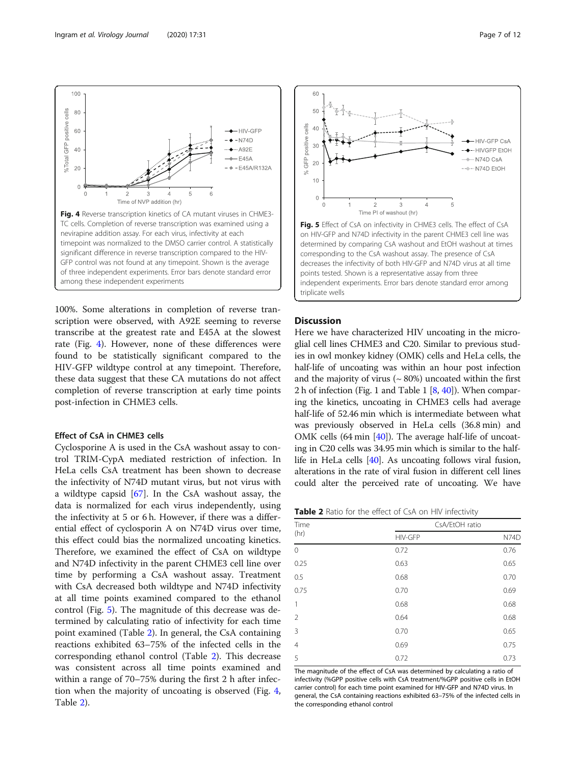Fig. 4 Reverse transcription kinetics of CA mutant viruses in CHME3-TC cells. Completion of reverse transcription was examined using a nevirapine addition assay. For each virus, infectivity at each timepoint was normalized to the DMSO carrier control. A statistically significant difference in reverse transcription compared to the HIV-GFP control was not found at any timepoint. Shown is the average of three independent experiments. Error bars denote standard error among these independent experiments

Fig. 5 Effect of CsA on infectivity in CHME3 cells. The effect of CsA on HIV-GFP and N74D infectivity in the parent CHME3 cell line was determined by comparing CsA washout and EtOH washout at times corresponding to the CsA washout assay. The presence of CsA decreases the infectivity of both HIV-GFP and N74D virus at all time points tested. Shown is a representative assay from three independent experiments. Error bars denote standard error among triplicate wells

100%. Some alterations in completion of reverse transcription were observed, with A92E seeming to reverse transcribe at the greatest rate and E45A at the slowest rate (Fig. 4). However, none of these differences were found to be statistically significant compared to the HIV-GFP wildtype control at any timepoint. Therefore, these data suggest that these CA mutations do not affect completion of reverse transcription at early time points post-infection in CHME3 cells.

### Effect of CsA in CHME3 cells

Cyclosporine A is used in the CsA washout assay to control TRIM-CypA mediated restriction of infection. In HeLa cells CsA treatment has been shown to decrease the infectivity of N74D mutant virus, but not virus with a wildtype capsid [67]. In the CsA washout assay, the data is normalized for each virus independently, using the infectivity at 5 or 6 h. However, if there was a differential effect of cyclosporin A on N74D virus over time, this effect could bias the normalized uncoating kinetics. Therefore, we examined the effect of CsA on wildtype and N74D infectivity in the parent CHME3 cell line over time by performing a CsA washout assay. Treatment with CsA decreased both wildtype and N74D infectivity at all time points examined compared to the ethanol control (Fig. 5). The magnitude of this decrease was determined by calculating ratio of infectivity for each time point examined (Table 2). In general, the CsA containing reactions exhibited 63–75% of the infected cells in the corresponding ethanol control (Table 2). This decrease was consistent across all time points examined and within a range of 70–75% during the first 2 h after infection when the majority of uncoating is observed (Fig. 4, Table 2).

## Discussion

Here we have characterized HIV uncoating in the microglial cell lines CHME3 and C20. Similar to previous studies in owl monkey kidney (OMK) cells and HeLa cells, the half-life of uncoating was within an hour post infection and the majority of virus (~ 80%) uncoated within the first 2 h of infection (Fig. 1 and Table 1 [8, 40]). When comparing the kinetics, uncoating in CHME3 cells had average half-life of 52.46 min which is intermediate between what was previously observed in HeLa cells (36.8 min) and OMK cells (64 min [40]). The average half-life of uncoating in C20 cells was 34.95 min which is similar to the half-life in HeLa cells [40]. As uncoating follows viral fusion, alterations in the rate of viral fusion in different cell lines could alter the perceived rate of uncoating. We have

**Table 2** Ratio for the effect of CsA on HIV infectivity

| Time (hr) | CsA/EtOH ratio | |
|---|---|---|
| | HIV-GFP | N74D |
| 0 | 0.72 | 0.76 |
| 0.25 | 0.63 | 0.65 |
| 0.5 | 0.68 | 0.70 |
| 0.75 | 0.70 | 0.69 |
| 1 | 0.68 | 0.68 |
| 2 | 0.64 | 0.68 |
| 3 | 0.70 | 0.65 |
| 4 | 0.69 | 0.75 |
| 5 | 0.72 | 0.73 |

The magnitude of the effect of CsA was determined by calculating a ratio of infectivity (%GPP positive cells with CsA treatment/%GPP positive cells in EtOH carrier control) for each time point examined for HIV-GFP and N74D virus. In general, the CsA containing reactions exhibited 63–75% of the infected cells in the corresponding ethanol control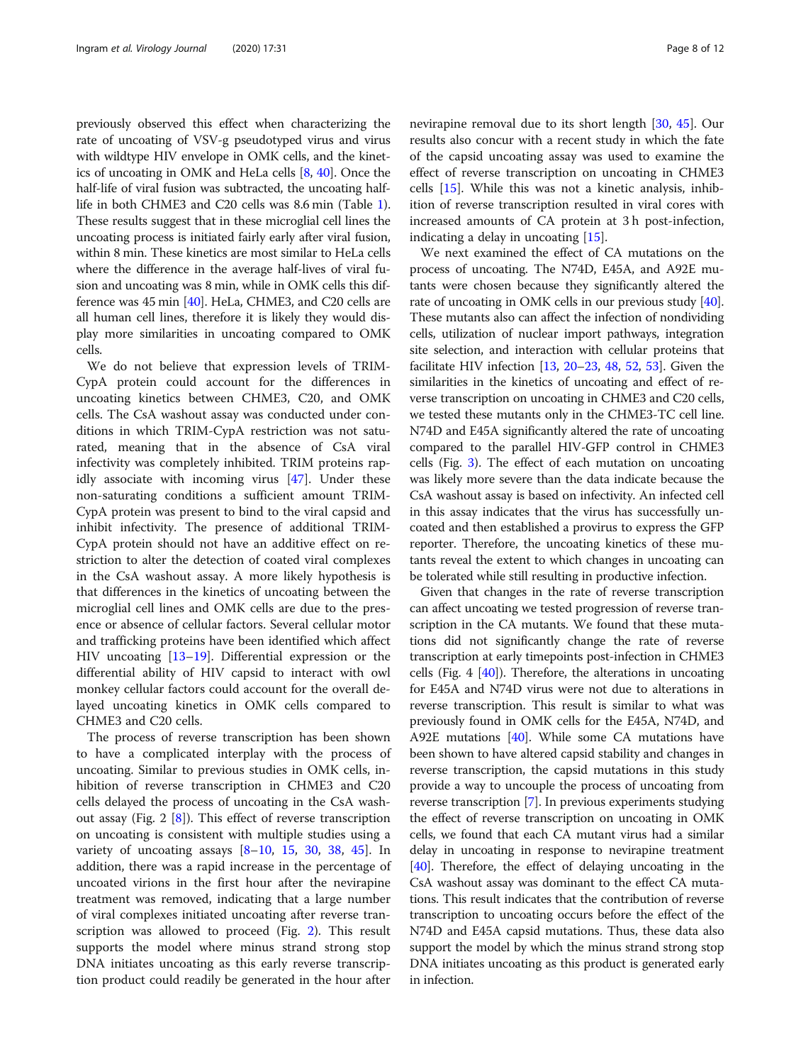previously observed this effect when characterizing the rate of uncoating of VSV-g pseudotyped virus and virus with wildtype HIV envelope in OMK cells, and the kinetics of uncoating in OMK and HeLa cells [8, 40]. Once the half-life of viral fusion was subtracted, the uncoating half-life in both CHME3 and C20 cells was 8.6 min (Table 1). These results suggest that in these microglial cell lines the uncoating process is initiated fairly early after viral fusion, within 8 min. These kinetics are most similar to HeLa cells where the difference in the average half-lives of viral fusion and uncoating was 8 min, while in OMK cells this difference was 45 min [40]. HeLa, CHME3, and C20 cells are all human cell lines, therefore it is likely they would display more similarities in uncoating compared to OMK cells.

We do not believe that expression levels of TRIM-CypA protein could account for the differences in uncoating kinetics between CHME3, C20, and OMK cells. The CsA washout assay was conducted under conditions in which TRIM-CypA restriction was not saturated, meaning that in the absence of CsA viral infectivity was completely inhibited. TRIM proteins rapidly associate with incoming virus [47]. Under these non-saturating conditions a sufficient amount TRIM-CypA protein was present to bind to the viral capsid and inhibit infectivity. The presence of additional TRIM-CypA protein should not have an additive effect on restriction to alter the detection of coated viral complexes in the CsA washout assay. A more likely hypothesis is that differences in the kinetics of uncoating between the microglial cell lines and OMK cells are due to the presence or absence of cellular factors. Several cellular motor and trafficking proteins have been identified which affect HIV uncoating [13–19]. Differential expression or the differential ability of HIV capsid to interact with owl monkey cellular factors could account for the overall delayed uncoating kinetics in OMK cells compared to CHME3 and C20 cells.

The process of reverse transcription has been shown to have a complicated interplay with the process of uncoating. Similar to previous studies in OMK cells, inhibition of reverse transcription in CHME3 and C20 cells delayed the process of uncoating in the CsA washout assay (Fig. 2 [8]). This effect of reverse transcription on uncoating is consistent with multiple studies using a variety of uncoating assays [8–10, 15, 30, 38, 45]. In addition, there was a rapid increase in the percentage of uncoated virions in the first hour after the nevirapine treatment was removed, indicating that a large number of viral complexes initiated uncoating after reverse transcription was allowed to proceed (Fig. 2). This result supports the model where minus strand strong stop DNA initiates uncoating as this early reverse transcription product could readily be generated in the hour after nevirapine removal due to its short length [30, 45]. Our results also concur with a recent study in which the fate of the capsid uncoating assay was used to examine the effect of reverse transcription on uncoating in CHME3 cells [15]. While this was not a kinetic analysis, inhibition of reverse transcription resulted in viral cores with increased amounts of CA protein at 3 h post-infection, indicating a delay in uncoating [15].

We next examined the effect of CA mutations on the process of uncoating. The N74D, E45A, and A92E mutants were chosen because they significantly altered the rate of uncoating in OMK cells in our previous study [40]. These mutants also can affect the infection of nondividing cells, utilization of nuclear import pathways, integration site selection, and interaction with cellular proteins that facilitate HIV infection [13, 20–23, 48, 52, 53]. Given the similarities in the kinetics of uncoating and effect of reverse transcription on uncoating in CHME3 and C20 cells, we tested these mutants only in the CHME3-TC cell line. N74D and E45A significantly altered the rate of uncoating compared to the parallel HIV-GFP control in CHME3 cells (Fig. 3). The effect of each mutation on uncoating was likely more severe than the data indicate because the CsA washout assay is based on infectivity. An infected cell in this assay indicates that the virus has successfully uncoated and then established a provirus to express the GFP reporter. Therefore, the uncoating kinetics of these mutants reveal the extent to which changes in uncoating can be tolerated while still resulting in productive infection.

Given that changes in the rate of reverse transcription can affect uncoating we tested progression of reverse transcription in the CA mutants. We found that these mutations did not significantly change the rate of reverse transcription at early timepoints post-infection in CHME3 cells (Fig. 4 [40]). Therefore, the alterations in uncoating for E45A and N74D virus were not due to alterations in reverse transcription. This result is similar to what was previously found in OMK cells for the E45A, N74D, and A92E mutations [40]. While some CA mutations have been shown to have altered capsid stability and changes in reverse transcription, the capsid mutations in this study provide a way to uncouple the process of uncoating from reverse transcription [7]. In previous experiments studying the effect of reverse transcription on uncoating in OMK cells, we found that each CA mutant virus had a similar delay in uncoating in response to nevirapine treatment [40]. Therefore, the effect of delaying uncoating in the CsA washout assay was dominant to the effect CA mutations. This result indicates that the contribution of reverse transcription to uncoating occurs before the effect of the N74D and E45A capsid mutations. Thus, these data also support the model by which the minus strand strong stop DNA initiates uncoating as this product is generated early in infection.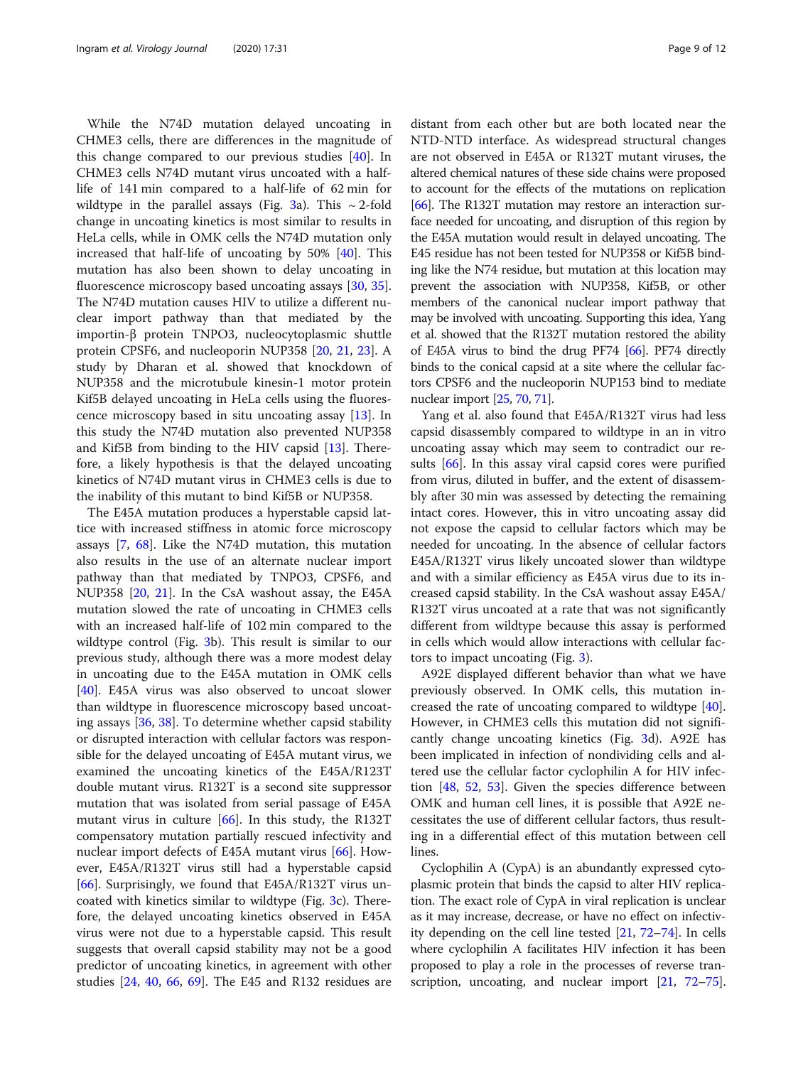While the N74D mutation delayed uncoating in CHME3 cells, there are differences in the magnitude of this change compared to our previous studies [40]. In CHME3 cells N74D mutant virus uncoated with a half-life of 141 min compared to a half-life of 62 min for wildtype in the parallel assays (Fig. 3a). This ~ 2-fold change in uncoating kinetics is most similar to results in HeLa cells, while in OMK cells the N74D mutation only increased that half-life of uncoating by 50% [40]. This mutation has also been shown to delay uncoating in fluorescence microscopy based uncoating assays [30, 35]. The N74D mutation causes HIV to utilize a different nuclear import pathway than that mediated by the importin-β protein TNPO3, nucleocytoplasmic shuttle protein CPSF6, and nucleoporin NUP358 [20, 21, 23]. A study by Dharan et al. showed that knockdown of NUP358 and the microtubule kinesin-1 motor protein Kif5B delayed uncoating in HeLa cells using the fluorescence microscopy based in situ uncoating assay [13]. In this study the N74D mutation also prevented NUP358 and Kif5B from binding to the HIV capsid [13]. Therefore, a likely hypothesis is that the delayed uncoating kinetics of N74D mutant virus in CHME3 cells is due to the inability of this mutant to bind Kif5B or NUP358.

The E45A mutation produces a hyperstable capsid lattice with increased stiffness in atomic force microscopy assays [7, 68]. Like the N74D mutation, this mutation also results in the use of an alternate nuclear import pathway than that mediated by TNPO3, CPSF6, and NUP358 [20, 21]. In the CsA washout assay, the E45A mutation slowed the rate of uncoating in CHME3 cells with an increased half-life of 102 min compared to the wildtype control (Fig. 3b). This result is similar to our previous study, although there was a more modest delay in uncoating due to the E45A mutation in OMK cells [40]. E45A virus was also observed to uncoat slower than wildtype in fluorescence microscopy based uncoating assays [36, 38]. To determine whether capsid stability or disrupted interaction with cellular factors was responsible for the delayed uncoating of E45A mutant virus, we examined the uncoating kinetics of the E45A/R123T double mutant virus. R132T is a second site suppressor mutation that was isolated from serial passage of E45A mutant virus in culture [66]. In this study, the R132T compensatory mutation partially rescued infectivity and nuclear import defects of E45A mutant virus [66]. However, E45A/R132T virus still had a hyperstable capsid [66]. Surprisingly, we found that E45A/R132T virus uncoated with kinetics similar to wildtype (Fig. 3c). Therefore, the delayed uncoating kinetics observed in E45A virus were not due to a hyperstable capsid. This result suggests that overall capsid stability may not be a good predictor of uncoating kinetics, in agreement with other studies [24, 40, 66, 69]. The E45 and R132 residues are distant from each other but are both located near the NTD-NTD interface. As widespread structural changes are not observed in E45A or R132T mutant viruses, the altered chemical natures of these side chains were proposed to account for the effects of the mutations on replication [66]. The R132T mutation may restore an interaction surface needed for uncoating, and disruption of this region by the E45A mutation would result in delayed uncoating. The E45 residue has not been tested for NUP358 or Kif5B binding like the N74 residue, but mutation at this location may prevent the association with NUP358, Kif5B, or other members of the canonical nuclear import pathway that may be involved with uncoating. Supporting this idea, Yang et al. showed that the R132T mutation restored the ability of E45A virus to bind the drug PF74 [66]. PF74 directly binds to the conical capsid at a site where the cellular factors CPSF6 and the nucleoporin NUP153 bind to mediate nuclear import [25, 70, 71].

Yang et al. also found that E45A/R132T virus had less capsid disassembly compared to wildtype in an in vitro uncoating assay which may seem to contradict our results [66]. In this assay viral capsid cores were purified from virus, diluted in buffer, and the extent of disassembly after 30 min was assessed by detecting the remaining intact cores. However, this in vitro uncoating assay did not expose the capsid to cellular factors which may be needed for uncoating. In the absence of cellular factors E45A/R132T virus likely uncoated slower than wildtype and with a similar efficiency as E45A virus due to its increased capsid stability. In the CsA washout assay E45A/R132T virus uncoated at a rate that was not significantly different from wildtype because this assay is performed in cells which would allow interactions with cellular factors to impact uncoating (Fig. 3).

A92E displayed different behavior than what we have previously observed. In OMK cells, this mutation increased the rate of uncoating compared to wildtype [40]. However, in CHME3 cells this mutation did not significantly change uncoating kinetics (Fig. 3d). A92E has been implicated in infection of nondividing cells and altered use the cellular factor cyclophilin A for HIV infection [48, 52, 53]. Given the species difference between OMK and human cell lines, it is possible that A92E necessitates the use of different cellular factors, thus resulting in a differential effect of this mutation between cell lines.

Cyclophilin A (CypA) is an abundantly expressed cytoplasmic protein that binds the capsid to alter HIV replication. The exact role of CypA in viral replication is unclear as it may increase, decrease, or have no effect on infectivity depending on the cell line tested [21, 72–74]. In cells where cyclophilin A facilitates HIV infection it has been proposed to play a role in the processes of reverse transcription, uncoating, and nuclear import [21, 72–75].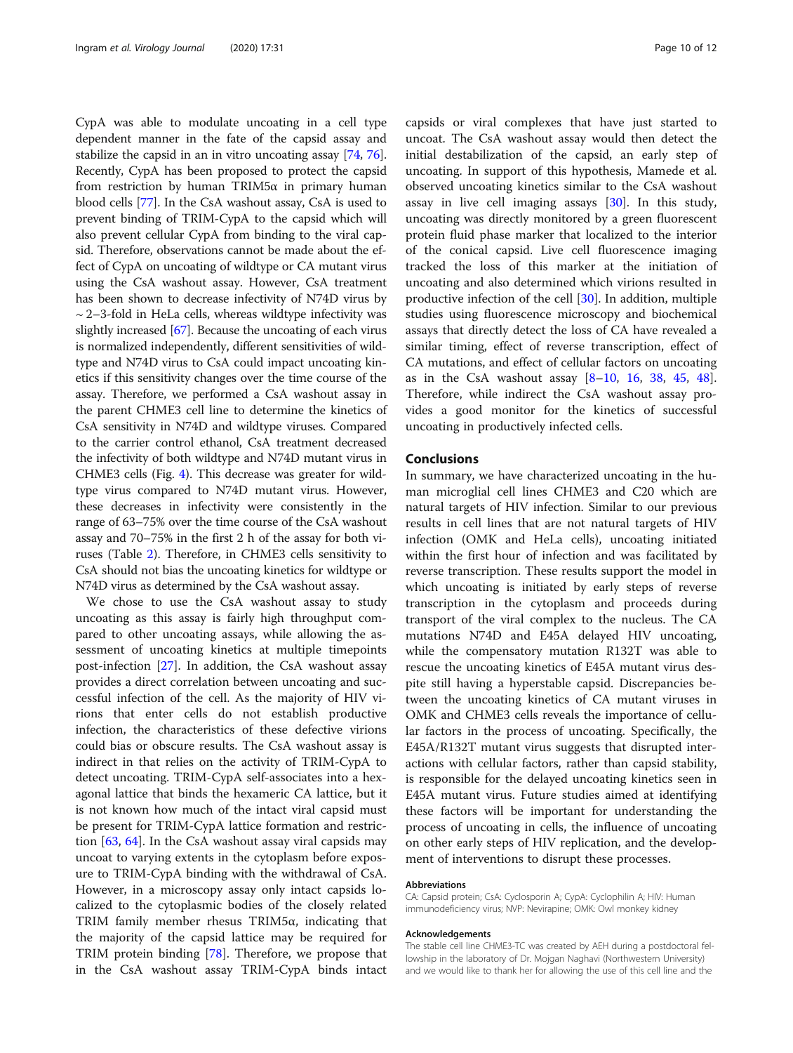CypA was able to modulate uncoating in a cell type dependent manner in the fate of the capsid assay and stabilize the capsid in an in vitro uncoating assay [74, 76]. Recently, CypA has been proposed to protect the capsid from restriction by human TRIM5α in primary human blood cells [77]. In the CsA washout assay, CsA is used to prevent binding of TRIM-CypA to the capsid which will also prevent cellular CypA from binding to the viral capsid. Therefore, observations cannot be made about the effect of CypA on uncoating of wildtype or CA mutant virus using the CsA washout assay. However, CsA treatment has been shown to decrease infectivity of N74D virus by ~ 2–3-fold in HeLa cells, whereas wildtype infectivity was slightly increased [67]. Because the uncoating of each virus is normalized independently, different sensitivities of wildtype and N74D virus to CsA could impact uncoating kinetics if this sensitivity changes over the time course of the assay. Therefore, we performed a CsA washout assay in the parent CHME3 cell line to determine the kinetics of CsA sensitivity in N74D and wildtype viruses. Compared to the carrier control ethanol, CsA treatment decreased the infectivity of both wildtype and N74D mutant virus in CHME3 cells (Fig. 4). This decrease was greater for wildtype virus compared to N74D mutant virus. However, these decreases in infectivity were consistently in the range of 63–75% over the time course of the CsA washout assay and 70–75% in the first 2 h of the assay for both viruses (Table 2). Therefore, in CHME3 cells sensitivity to CsA should not bias the uncoating kinetics for wildtype or N74D virus as determined by the CsA washout assay.

We chose to use the CsA washout assay to study uncoating as this assay is fairly high throughput compared to other uncoating assays, while allowing the assessment of uncoating kinetics at multiple timepoints post-infection [27]. In addition, the CsA washout assay provides a direct correlation between uncoating and successful infection of the cell. As the majority of HIV virions that enter cells do not establish productive infection, the characteristics of these defective virions could bias or obscure results. The CsA washout assay is indirect in that relies on the activity of TRIM-CypA to detect uncoating. TRIM-CypA self-associates into a hexagonal lattice that binds the hexameric CA lattice, but it is not known how much of the intact viral capsid must be present for TRIM-CypA lattice formation and restriction [63, 64]. In the CsA washout assay viral capsids may uncoat to varying extents in the cytoplasm before exposure to TRIM-CypA binding with the withdrawal of CsA. However, in a microscopy assay only intact capsids localized to the cytoplasmic bodies of the closely related TRIM family member rhesus TRIM5α, indicating that the majority of the capsid lattice may be required for TRIM protein binding [78]. Therefore, we propose that in the CsA washout assay TRIM-CypA binds intact capsids or viral complexes that have just started to uncoat. The CsA washout assay would then detect the initial destabilization of the capsid, an early step of uncoating. In support of this hypothesis, Mamede et al. observed uncoating kinetics similar to the CsA washout assay in live cell imaging assays [30]. In this study, uncoating was directly monitored by a green fluorescent protein fluid phase marker that localized to the interior of the conical capsid. Live cell fluorescence imaging tracked the loss of this marker at the initiation of uncoating and also determined which virions resulted in productive infection of the cell [30]. In addition, multiple studies using fluorescence microscopy and biochemical assays that directly detect the loss of CA have revealed a similar timing, effect of reverse transcription, effect of CA mutations, and effect of cellular factors on uncoating as in the CsA washout assay [8–10, 16, 38, 45, 48]. Therefore, while indirect the CsA washout assay provides a good monitor for the kinetics of successful uncoating in productively infected cells.

## Conclusions

In summary, we have characterized uncoating in the human microglial cell lines CHME3 and C20 which are natural targets of HIV infection. Similar to our previous results in cell lines that are not natural targets of HIV infection (OMK and HeLa cells), uncoating initiated within the first hour of infection and was facilitated by reverse transcription. These results support the model in which uncoating is initiated by early steps of reverse transcription in the cytoplasm and proceeds during transport of the viral complex to the nucleus. The CA mutations N74D and E45A delayed HIV uncoating, while the compensatory mutation R132T was able to rescue the uncoating kinetics of E45A mutant virus despite still having a hyperstable capsid. Discrepancies between the uncoating kinetics of CA mutant viruses in OMK and CHME3 cells reveals the importance of cellular factors in the process of uncoating. Specifically, the E45A/R132T mutant virus suggests that disrupted interactions with cellular factors, rather than capsid stability, is responsible for the delayed uncoating kinetics seen in E45A mutant virus. Future studies aimed at identifying these factors will be important for understanding the process of uncoating in cells, the influence of uncoating on other early steps of HIV replication, and the development of interventions to disrupt these processes.

#### Abbreviations

CA: Capsid protein; CsA: Cyclosporin A; CypA: Cyclophilin A; HIV: Human immunodeficiency virus; NVP: Nevirapine; OMK: Owl monkey kidney

#### Acknowledgements

The stable cell line CHME3-TC was created by AEH during a postdoctoral fellowship in the laboratory of Dr. Mojgan Naghavi (Northwestern University) and we would like to thank her for allowing the use of this cell line and the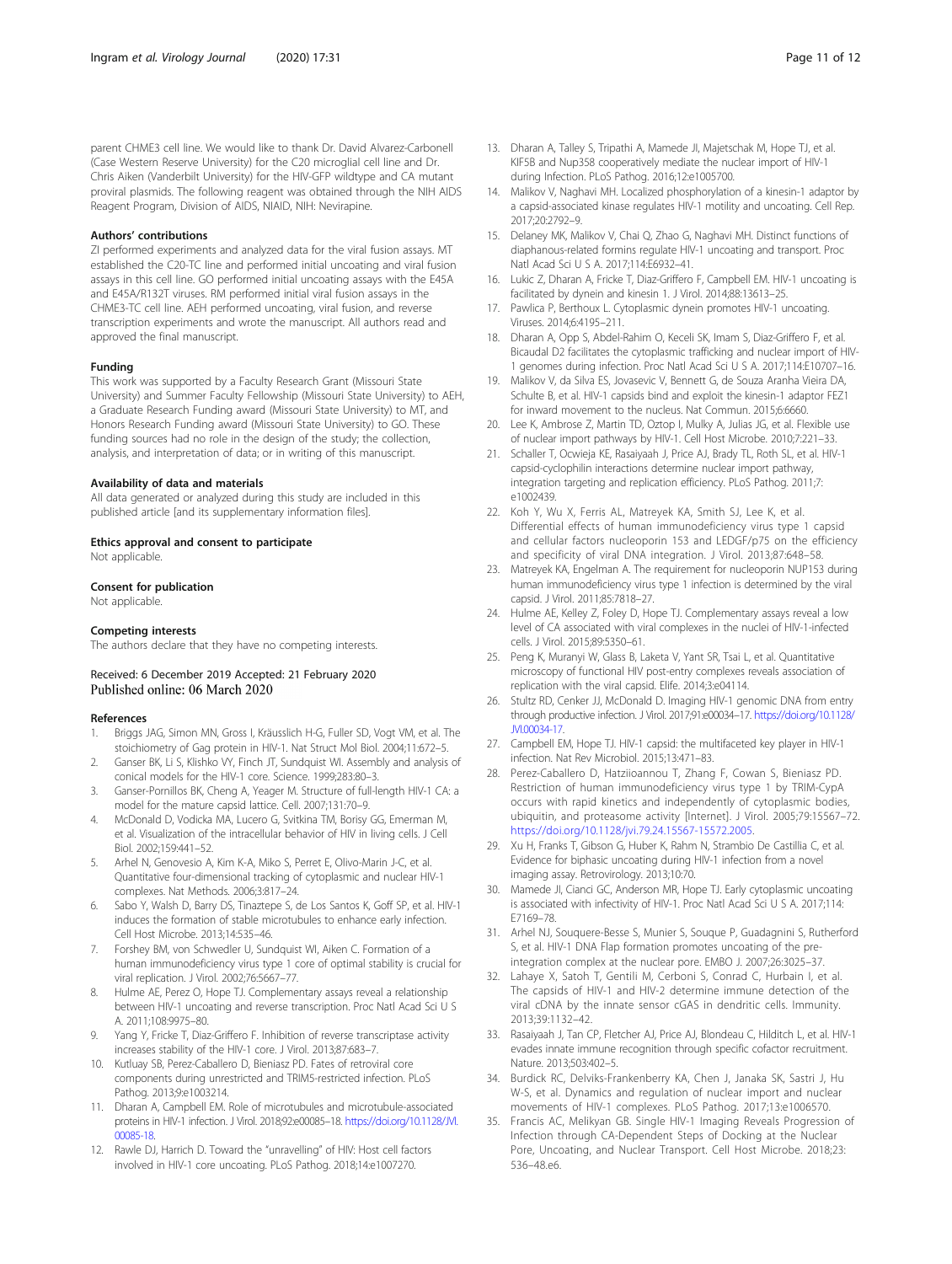parent CHME3 cell line. We would like to thank Dr. David Alvarez-Carbonell (Case Western Reserve University) for the C20 microglial cell line and Dr. Chris Aiken (Vanderbilt University) for the HIV-GFP wildtype and CA mutant proviral plasmids. The following reagent was obtained through the NIH AIDS Reagent Program, Division of AIDS, NIAID, NIH: Nevirapine.

### Authors' contributions

ZI performed experiments and analyzed data for the viral fusion assays. MT established the C20-TC line and performed initial uncoating and viral fusion assays in this cell line. GO performed initial uncoating assays with the E45A and E45A/R132T viruses. RM performed initial viral fusion assays in the CHME3-TC cell line. AEH performed uncoating, viral fusion, and reverse transcription experiments and wrote the manuscript. All authors read and approved the final manuscript.

### Funding

This work was supported by a Faculty Research Grant (Missouri State University) and Summer Faculty Fellowship (Missouri State University) to AEH, a Graduate Research Funding award (Missouri State University) to MT, and Honors Research Funding award (Missouri State University) to GO. These funding sources had no role in the design of the study; the collection, analysis, and interpretation of data; or in writing of this manuscript.

### Availability of data and materials

All data generated or analyzed during this study are included in this published article [and its supplementary information files].

### Ethics approval and consent to participate

Not applicable.

### Consent for publication

Not applicable.

### Competing interests

The authors declare that they have no competing interests.

Received: 6 December 2019 Accepted: 21 February 2020
Published online: 06 March 2020

### References

1. Briggs JAG, Simon MN, Gross I, Kräusslich H-G, Fuller SD, Vogt VM, et al. The stoichiometry of Gag protein in HIV-1. Nat Struct Mol Biol. 2004;11:672–5.
2. Ganser BK, Li S, Klishko VY, Finch JT, Sundquist WI. Assembly and analysis of conical models for the HIV-1 core. Science. 1999;283:80–3.
3. Ganser-Pornillos BK, Cheng A, Yeager M. Structure of full-length HIV-1 CA: a model for the mature capsid lattice. Cell. 2007;131:70–9.
4. McDonald D, Vodicka MA, Lucero G, Svitkina TM, Borisy GG, Emerman M, et al. Visualization of the intracellular behavior of HIV in living cells. J Cell Biol. 2002;159:441–52.
5. Arhel N, Genovesio A, Kim K-A, Miko S, Perret E, Olivo-Marin J-C, et al. Quantitative four-dimensional tracking of cytoplasmic and nuclear HIV-1 complexes. Nat Methods. 2006;3:817–24.
6. Sabo Y, Walsh D, Barry DS, Tinaztepe S, de Los Santos K, Goff SP, et al. HIV-1 induces the formation of stable microtubules to enhance early infection. Cell Host Microbe. 2013;14:535–46.
7. Forshey BM, von Schwedler U, Sundquist WI, Aiken C. Formation of a human immunodeficiency virus type 1 core of optimal stability is crucial for viral replication. J Virol. 2002;76:5667–77.
8. Hulme AE, Perez O, Hope TJ. Complementary assays reveal a relationship between HIV-1 uncoating and reverse transcription. Proc Natl Acad Sci U S A. 2011;108:9975–80.
9. Yang Y, Fricke T, Diaz-Griffero F. Inhibition of reverse transcriptase activity increases stability of the HIV-1 core. J Virol. 2013;87:683–7.
10. Kutluay SB, Perez-Caballero D, Bieniasz PD. Fates of retroviral core components during unrestricted and TRIM5-restricted infection. PLoS Pathog. 2013;9:e1003214.
11. Dharan A, Campbell EM. Role of microtubules and microtubule-associated proteins in HIV-1 infection. J Virol. 2018;92:e00085–18. https://doi.org/10.1128/JVI.00085-18.
12. Rawle DJ, Harrich D. Toward the "unravelling" of HIV: Host cell factors involved in HIV-1 core uncoating. PLoS Pathog. 2018;14:e1007270.
13. Dharan A, Talley S, Tripathi A, Mamede JI, Majetschak M, Hope TJ, et al. KIF5B and Nup358 cooperatively mediate the nuclear import of HIV-1 during Infection. PLoS Pathog. 2016;12:e1005700.
14. Malikov V, Naghavi MH. Localized phosphorylation of a kinesin-1 adaptor by a capsid-associated kinase regulates HIV-1 motility and uncoating. Cell Rep. 2017;20:2792–9.
15. Delaney MK, Malikov V, Chai Q, Zhao G, Naghavi MH. Distinct functions of diaphanous-related formins regulate HIV-1 uncoating and transport. Proc Natl Acad Sci U S A. 2017;114:E6932–41.
16. Lukic Z, Dharan A, Fricke T, Diaz-Griffero F, Campbell EM. HIV-1 uncoating is facilitated by dynein and kinesin 1. J Virol. 2014;88:13613–25.
17. Pawlica P, Berthoux L. Cytoplasmic dynein promotes HIV-1 uncoating. Viruses. 2014;6:4195–211.
18. Dharan A, Opp S, Abdel-Rahim O, Keceli SK, Imam S, Diaz-Griffero F, et al. Bicaudal D2 facilitates the cytoplasmic trafficking and nuclear import of HIV-1 genomes during infection. Proc Natl Acad Sci U S A. 2017;114:E10707–16.
19. Malikov V, da Silva ES, Jovasevic V, Bennett G, de Souza Aranha Vieira DA, Schulte B, et al. HIV-1 capsids bind and exploit the kinesin-1 adaptor FEZ1 for inward movement to the nucleus. Nat Commun. 2015;6:6660.
20. Lee K, Ambrose Z, Martin TD, Oztop I, Mulky A, Julias JG, et al. Flexible use of nuclear import pathways by HIV-1. Cell Host Microbe. 2010;7:221–33.
21. Schaller T, Ocwieja KE, Rasaiyaah J, Price AJ, Brady TL, Roth SL, et al. HIV-1 capsid-cyclophilin interactions determine nuclear import pathway, integration targeting and replication efficiency. PLoS Pathog. 2011;7:e1002439.
22. Koh Y, Wu X, Ferris AL, Matreyek KA, Smith SJ, Lee K, et al. Differential effects of human immunodeficiency virus type 1 capsid and cellular factors nucleoporin 153 and LEDGF/p75 on the efficiency and specificity of viral DNA integration. J Virol. 2013;87:648–58.
23. Matreyek KA, Engelman A. The requirement for nucleoporin NUP153 during human immunodeficiency virus type 1 infection is determined by the viral capsid. J Virol. 2011;85:7818–27.
24. Hulme AE, Kelley Z, Foley D, Hope TJ. Complementary assays reveal a low level of CA associated with viral complexes in the nuclei of HIV-1-infected cells. J Virol. 2015;89:5350–61.
25. Peng K, Muranyi W, Glass B, Laketa V, Yant SR, Tsai L, et al. Quantitative microscopy of functional HIV post-entry complexes reveals association of replication with the viral capsid. Elife. 2014;3:e04114.
26. Stultz RD, Cenker JJ, McDonald D. Imaging HIV-1 genomic DNA from entry through productive infection. J Virol. 2017;91:e00034–17. https://doi.org/10.1128/JVI.00034-17.
27. Campbell EM, Hope TJ. HIV-1 capsid: the multifaceted key player in HIV-1 infection. Nat Rev Microbiol. 2015;13:471–83.
28. Perez-Caballero D, Hatziioannou T, Zhang F, Cowan S, Bieniasz PD. Restriction of human immunodeficiency virus type 1 by TRIM-CypA occurs with rapid kinetics and independently of cytoplasmic bodies, ubiquitin, and proteasome activity [Internet]. J Virol. 2005;79:15567–72. https://doi.org/10.1128/jvi.79.24.15567-15572.2005.
29. Xu H, Franks T, Gibson G, Huber K, Rahm N, Strambio De Castillia C, et al. Evidence for biphasic uncoating during HIV-1 infection from a novel imaging assay. Retrovirology. 2013;10:70.
30. Mamede JI, Cianci GC, Anderson MR, Hope TJ. Early cytoplasmic uncoating is associated with infectivity of HIV-1. Proc Natl Acad Sci U S A. 2017;114:E7169–78.
31. Arhel NJ, Souquere-Besse S, Munier S, Souque P, Guadagnini S, Rutherford S, et al. HIV-1 DNA Flap formation promotes uncoating of the pre-integration complex at the nuclear pore. EMBO J. 2007;26:3025–37.
32. Lahaye X, Satoh T, Gentili M, Cerboni S, Conrad C, Hurbain I, et al. The capsids of HIV-1 and HIV-2 determine immune detection of the viral cDNA by the innate sensor cGAS in dendritic cells. Immunity. 2013;39:1132–42.
33. Rasaiyaah J, Tan CP, Fletcher AJ, Price AJ, Blondeau C, Hilditch L, et al. HIV-1 evades innate immune recognition through specific cofactor recruitment. Nature. 2013;503:402–5.
34. Burdick RC, Delviks-Frankenberry KA, Chen J, Janaka SK, Sastri J, Hu W-S, et al. Dynamics and regulation of nuclear import and nuclear movements of HIV-1 complexes. PLoS Pathog. 2017;13:e1006570.
35. Francis AC, Melikyan GB. Single HIV-1 Imaging Reveals Progression of Infection through CA-Dependent Steps of Docking at the Nuclear Pore, Uncoating, and Nuclear Transport. Cell Host Microbe. 2018;23:536–48.e6.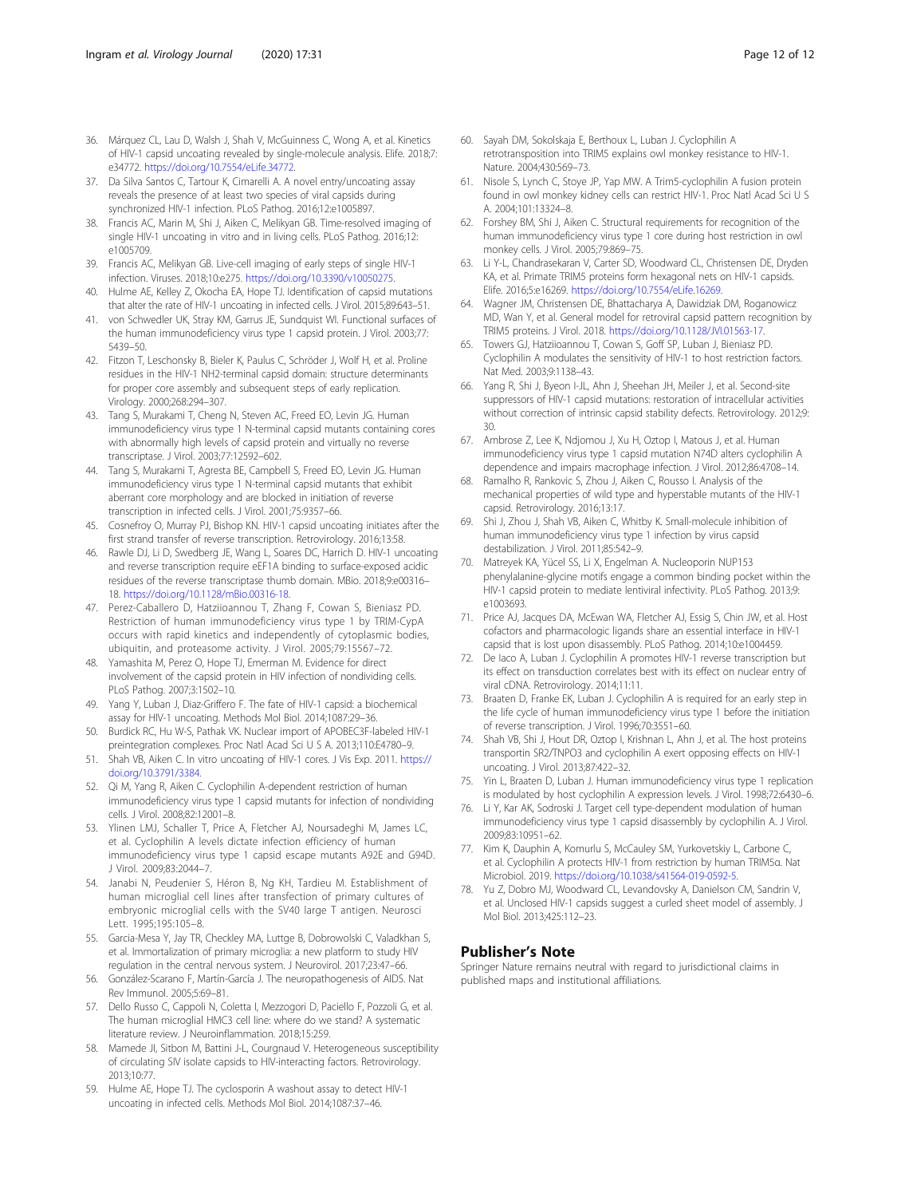36. Márquez CL, Lau D, Walsh J, Shah V, McGuinness C, Wong A, et al. Kinetics of HIV-1 capsid uncoating revealed by single-molecule analysis. Elife. 2018;7:e34772. https://doi.org/10.7554/eLife.34772.
37. Da Silva Santos C, Tartour K, Cimarelli A. A novel entry/uncoating assay reveals the presence of at least two species of viral capsids during synchronized HIV-1 infection. PLoS Pathog. 2016;12:e1005897.
38. Francis AC, Marin M, Shi J, Aiken C, Melikyan GB. Time-resolved imaging of single HIV-1 uncoating in vitro and in living cells. PLoS Pathog. 2016;12:e1005709.
39. Francis AC, Melikyan GB. Live-cell imaging of early steps of single HIV-1 infection. Viruses. 2018;10:e275. https://doi.org/10.3390/v10050275.
40. Hulme AE, Kelley Z, Okocha EA, Hope TJ. Identification of capsid mutations that alter the rate of HIV-1 uncoating in infected cells. J Virol. 2015;89:643–51.
41. von Schwedler UK, Stray KM, Garrus JE, Sundquist WI. Functional surfaces of the human immunodeficiency virus type 1 capsid protein. J Virol. 2003;77:5439–50.
42. Fitzon T, Leschonsky B, Bieler K, Paulus C, Schröder J, Wolf H, et al. Proline residues in the HIV-1 NH2-terminal capsid domain: structure determinants for proper core assembly and subsequent steps of early replication. Virology. 2000;268:294–307.
43. Tang S, Murakami T, Cheng N, Steven AC, Freed EO, Levin JG. Human immunodeficiency virus type 1 N-terminal capsid mutants containing cores with abnormally high levels of capsid protein and virtually no reverse transcriptase. J Virol. 2003;77:12592–602.
44. Tang S, Murakami T, Agresta BE, Campbell S, Freed EO, Levin JG. Human immunodeficiency virus type 1 N-terminal capsid mutants that exhibit aberrant core morphology and are blocked in initiation of reverse transcription in infected cells. J Virol. 2001;75:9357–66.
45. Cosnefroy O, Murray PJ, Bishop KN. HIV-1 capsid uncoating initiates after the first strand transfer of reverse transcription. Retrovirology. 2016;13:58.
46. Rawle DJ, Li D, Swedberg JE, Wang L, Soares DC, Harrich D. HIV-1 uncoating and reverse transcription require eEF1A binding to surface-exposed acidic residues of the reverse transcriptase thumb domain. MBio. 2018;9:e00316–18. https://doi.org/10.1128/mBio.00316-18.
47. Perez-Caballero D, Hatziioannou T, Zhang F, Cowan S, Bieniasz PD. Restriction of human immunodeficiency virus type 1 by TRIM-CypA occurs with rapid kinetics and independently of cytoplasmic bodies, ubiquitin, and proteasome activity. J Virol. 2005;79:15567–72.
48. Yamashita M, Perez O, Hope TJ, Emerman M. Evidence for direct involvement of the capsid protein in HIV infection of nondividing cells. PLoS Pathog. 2007;3:1502–10.
49. Yang Y, Luban J, Diaz-Griffero F. The fate of HIV-1 capsid: a biochemical assay for HIV-1 uncoating. Methods Mol Biol. 2014;1087:29–36.
50. Burdick RC, Hu W-S, Pathak VK. Nuclear import of APOBEC3F-labeled HIV-1 preintegration complexes. Proc Natl Acad Sci U S A. 2013;110:E4780–9.
51. Shah VB, Aiken C. In vitro uncoating of HIV-1 cores. J Vis Exp. 2011. https://doi.org/10.3791/3384.
52. Qi M, Yang R, Aiken C. Cyclophilin A-dependent restriction of human immunodeficiency virus type 1 capsid mutants for infection of nondividing cells. J Virol. 2008;82:12001–8.
53. Ylinen LMJ, Schaller T, Price A, Fletcher AJ, Noursadeghi M, James LC, et al. Cyclophilin A levels dictate infection efficiency of human immunodeficiency virus type 1 capsid escape mutants A92E and G94D. J Virol. 2009;83:2044–7.
54. Janabi N, Peudenier S, Héron B, Ng KH, Tardieu M. Establishment of human microglial cell lines after transfection of primary cultures of embryonic microglial cells with the SV40 large T antigen. Neurosci Lett. 1995;195:105–8.
55. Garcia-Mesa Y, Jay TR, Checkley MA, Luttge B, Dobrowolski C, Valadkhan S, et al. Immortalization of primary microglia: a new platform to study HIV regulation in the central nervous system. J Neurovirol. 2017;23:47–66.
56. González-Scarano F, Martín-García J. The neuropathogenesis of AIDS. Nat Rev Immunol. 2005;5:69–81.
57. Dello Russo C, Cappoli N, Coletta I, Mezzogori D, Paciello F, Pozzoli G, et al. The human microglial HMC3 cell line: where do we stand? A systematic literature review. J Neuroinflammation. 2018;15:259.
58. Mamede JI, Sitbon M, Battini J-L, Courgnaud V. Heterogeneous susceptibility of circulating SIV isolate capsids to HIV-interacting factors. Retrovirology. 2013;10:77.
59. Hulme AE, Hope TJ. The cyclosporin A washout assay to detect HIV-1 uncoating in infected cells. Methods Mol Biol. 2014;1087:37–46.
60. Sayah DM, Sokolskaja E, Berthoux L, Luban J. Cyclophilin A retrotransposition into TRIM5 explains owl monkey resistance to HIV-1. Nature. 2004;430:569–73.
61. Nisole S, Lynch C, Stoye JP, Yap MW. A Trim5-cyclophilin A fusion protein found in owl monkey kidney cells can restrict HIV-1. Proc Natl Acad Sci U S A. 2004;101:13324–8.
62. Forshey BM, Shi J, Aiken C. Structural requirements for recognition of the human immunodeficiency virus type 1 core during host restriction in owl monkey cells. J Virol. 2005;79:869–75.
63. Li Y-L, Chandrasekaran V, Carter SD, Woodward CL, Christensen DE, Dryden KA, et al. Primate TRIM5 proteins form hexagonal nets on HIV-1 capsids. Elife. 2016;5:e16269. https://doi.org/10.7554/eLife.16269.
64. Wagner JM, Christensen DE, Bhattacharya A, Dawidziak DM, Roganowicz MD, Wan Y, et al. General model for retroviral capsid pattern recognition by TRIM5 proteins. J Virol. 2018. https://doi.org/10.1128/JVI.01563-17.
65. Towers GJ, Hatziioannou T, Cowan S, Goff SP, Luban J, Bieniasz PD. Cyclophilin A modulates the sensitivity of HIV-1 to host restriction factors. Nat Med. 2003;9:1138–43.
66. Yang R, Shi J, Byeon I-JL, Ahn J, Sheehan JH, Meiler J, et al. Second-site suppressors of HIV-1 capsid mutations: restoration of intracellular activities without correction of intrinsic capsid stability defects. Retrovirology. 2012;9:30.
67. Ambrose Z, Lee K, Ndjomou J, Xu H, Oztop I, Matous J, et al. Human immunodeficiency virus type 1 capsid mutation N74D alters cyclophilin A dependence and impairs macrophage infection. J Virol. 2012;86:4708–14.
68. Ramalho R, Rankovic S, Zhou J, Aiken C, Rousso I. Analysis of the mechanical properties of wild type and hyperstable mutants of the HIV-1 capsid. Retrovirology. 2016;13:17.
69. Shi J, Zhou J, Shah VB, Aiken C, Whitby K. Small-molecule inhibition of human immunodeficiency virus type 1 infection by virus capsid destabilization. J Virol. 2011;85:542–9.
70. Matreyek KA, Yücel SS, Li X, Engelman A. Nucleoporin NUP153 phenylalanine-glycine motifs engage a common binding pocket within the HIV-1 capsid protein to mediate lentiviral infectivity. PLoS Pathog. 2013;9:e1003693.
71. Price AJ, Jacques DA, McEwan WA, Fletcher AJ, Essig S, Chin JW, et al. Host cofactors and pharmacologic ligands share an essential interface in HIV-1 capsid that is lost upon disassembly. PLoS Pathog. 2014;10:e1004459.
72. De Iaco A, Luban J. Cyclophilin A promotes HIV-1 reverse transcription but its effect on transduction correlates best with its effect on nuclear entry of viral cDNA. Retrovirology. 2014;11:11.
73. Braaten D, Franke EK, Luban J. Cyclophilin A is required for an early step in the life cycle of human immunodeficiency virus type 1 before the initiation of reverse transcription. J Virol. 1996;70:3551–60.
74. Shah VB, Shi J, Hout DR, Oztop I, Krishnan L, Ahn J, et al. The host proteins transportin SR2/TNPO3 and cyclophilin A exert opposing effects on HIV-1 uncoating. J Virol. 2013;87:422–32.
75. Yin L, Braaten D, Luban J. Human immunodeficiency virus type 1 replication is modulated by host cyclophilin A expression levels. J Virol. 1998;72:6430–6.
76. Li Y, Kar AK, Sodroski J. Target cell type-dependent modulation of human immunodeficiency virus type 1 capsid disassembly by cyclophilin A. J Virol. 2009;83:10951–62.
77. Kim K, Dauphin A, Komurlu S, McCauley SM, Yurkovetskiy L, Carbone C, et al. Cyclophilin A protects HIV-1 from restriction by human TRIM5α. Nat Microbiol. 2019. https://doi.org/10.1038/s41564-019-0592-5.
78. Yu Z, Dobro MJ, Woodward CL, Levandovsky A, Danielson CM, Sandrin V, et al. Unclosed HIV-1 capsids suggest a curled sheet model of assembly. J Mol Biol. 2013;425:112–23.

## Publisher's Note

Springer Nature remains neutral with regard to jurisdictional claims in published maps and institutional affiliations.